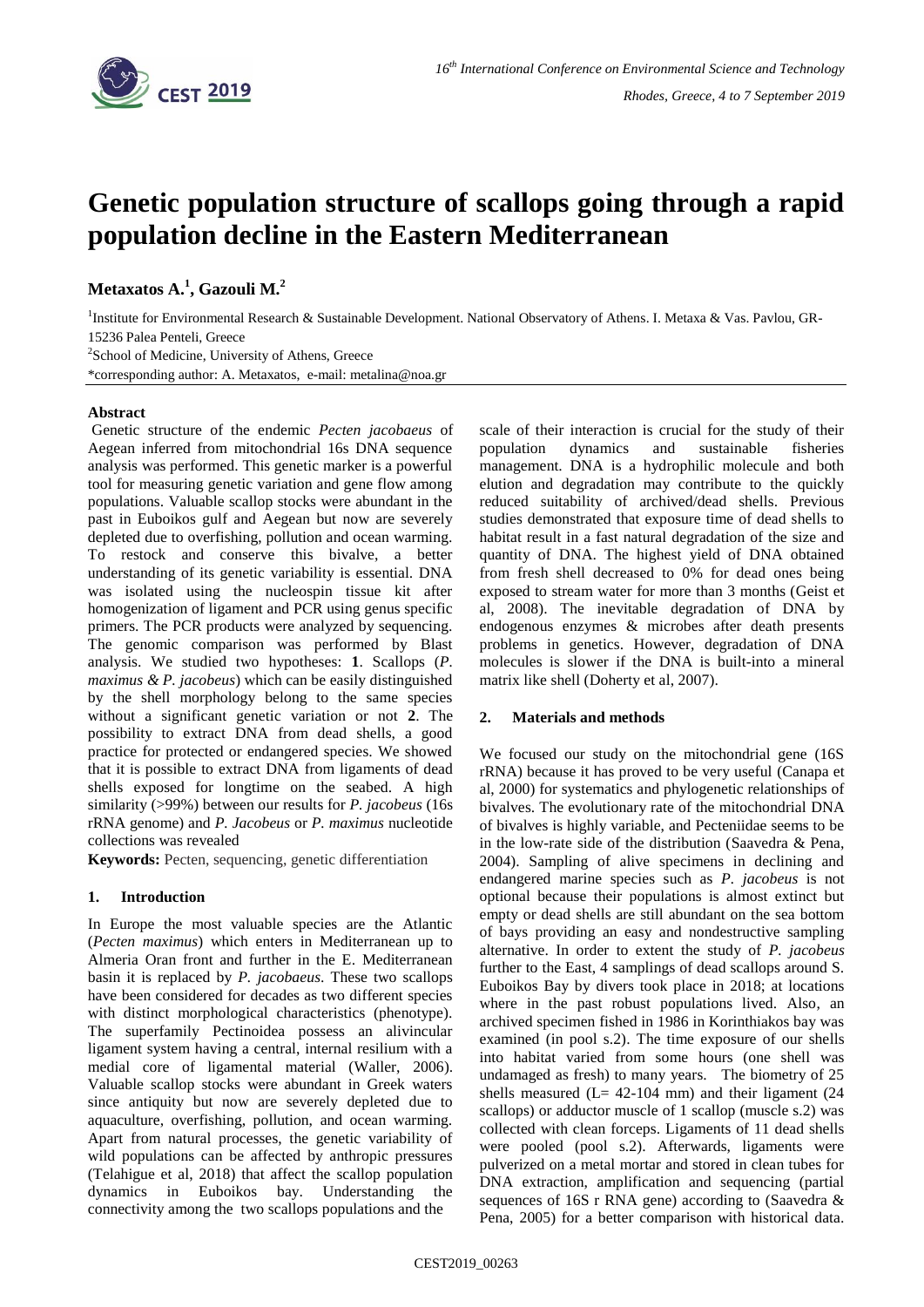# Genetic population structure of scallops going through a rapid population decline in the Eastern Mediterranean

**Metaxatos A.[1], Gazouli M.[2]**

[1]Institute for Environmental Research & Sustainable Development. National Observatory of Athens. I. Metaxa & Vas. Pavlou, GR-15236 Palea Penteli, Greece

[2]School of Medicine, University of Athens, Greece

*corresponding author: A. Metaxatos, e-mail: metalina@noa.gr

## Abstract

Genetic structure of the endemic *Pecten jacobaeus* of Aegean inferred from mitochondrial 16s DNA sequence analysis was performed. This genetic marker is a powerful tool for measuring genetic variation and gene flow among populations. Valuable scallop stocks were abundant in the past in Euboikos gulf and Aegean but now are severely depleted due to overfishing, pollution and ocean warming. To restock and conserve this bivalve, a better understanding of its genetic variability is essential. DNA was isolated using the nucleospin tissue kit after homogenization of ligament and PCR using genus specific primers. The PCR products were analyzed by sequencing. The genomic comparison was performed by Blast analysis. We studied two hypotheses: **1**. Scallops (*P. maximus & P. jacobeus*) which can be easily distinguished by the shell morphology belong to the same species without a significant genetic variation or not **2**. The possibility to extract DNA from dead shells, a good practice for protected or endangered species. We showed that it is possible to extract DNA from ligaments of dead shells exposed for longtime on the seabed. A high similarity (>99%) between our results for *P. jacobeus* (16s rRNA genome) and *P. Jacobeus* or *P. maximus* nucleotide collections was revealed

**Keywords:** Pecten, sequencing, genetic differentiation

## 1. Introduction

In Europe the most valuable species are the Atlantic (*Pecten maximus*) which enters in Mediterranean up to Almeria Oran front and further in the E. Mediterranean basin it is replaced by *P. jacobaeus*. These two scallops have been considered for decades as two different species with distinct morphological characteristics (phenotype). The superfamily Pectinoidea possess an alivincular ligament system having a central, internal resilium with a medial core of ligamental material (Waller, 2006). Valuable scallop stocks were abundant in Greek waters since antiquity but now are severely depleted due to aquaculture, overfishing, pollution, and ocean warming. Apart from natural processes, the genetic variability of wild populations can be affected by anthropic pressures (Telahigue et al, 2018) that affect the scallop population dynamics in Euboikos bay. Understanding the connectivity among the two scallops populations and the scale of their interaction is crucial for the study of their population dynamics and sustainable fisheries management. DNA is a hydrophilic molecule and both elution and degradation may contribute to the quickly reduced suitability of archived/dead shells. Previous studies demonstrated that exposure time of dead shells to habitat result in a fast natural degradation of the size and quantity of DNA. The highest yield of DNA obtained from fresh shell decreased to 0% for dead ones being exposed to stream water for more than 3 months (Geist et al, 2008). The inevitable degradation of DNA by endogenous enzymes & microbes after death presents problems in genetics. However, degradation of DNA molecules is slower if the DNA is built-into a mineral matrix like shell (Doherty et al, 2007).

## 2. Materials and methods

We focused our study on the mitochondrial gene (16S rRNA) because it has proved to be very useful (Canapa et al, 2000) for systematics and phylogenetic relationships of bivalves. The evolutionary rate of the mitochondrial DNA of bivalves is highly variable, and Pecteniidae seems to be in the low-rate side of the distribution (Saavedra & Pena, 2004). Sampling of alive specimens in declining and endangered marine species such as *P. jacobeus* is not optional because their populations is almost extinct but empty or dead shells are still abundant on the sea bottom of bays providing an easy and nondestructive sampling alternative. In order to extent the study of *P. jacobeus* further to the East, 4 samplings of dead scallops around S. Euboikos Bay by divers took place in 2018; at locations where in the past robust populations lived. Also, an archived specimen fished in 1986 in Korinthiakos bay was examined (in pool s.2). The time exposure of our shells into habitat varied from some hours (one shell was undamaged as fresh) to many years. The biometry of 25 shells measured (L= 42-104 mm) and their ligament (24 scallops) or adductor muscle of 1 scallop (muscle s.2) was collected with clean forceps. Ligaments of 11 dead shells were pooled (pool s.2). Afterwards, ligaments were pulverized on a metal mortar and stored in clean tubes for DNA extraction, amplification and sequencing (partial sequences of 16S r RNA gene) according to (Saavedra & Pena, 2005) for a better comparison with historical data.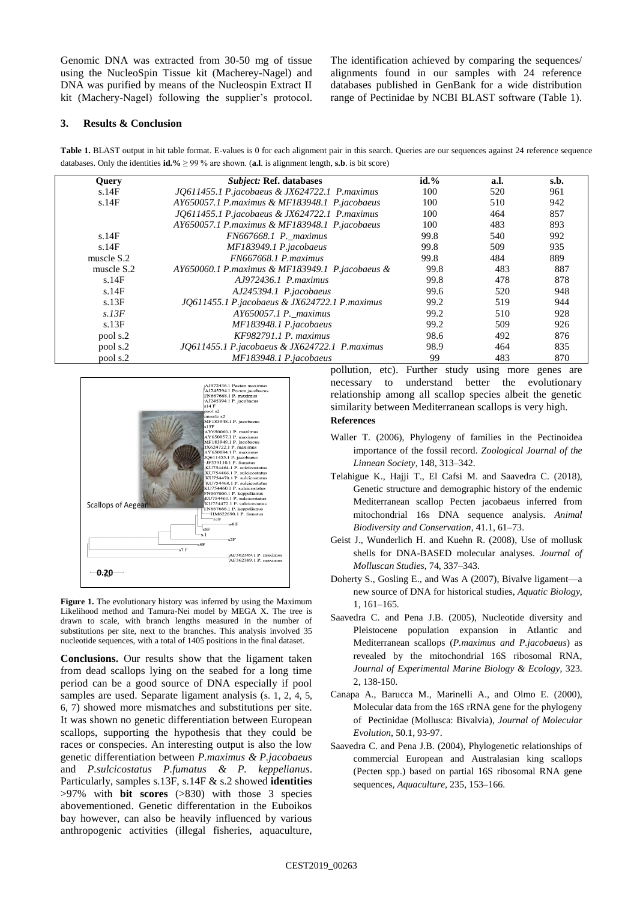Genomic DNA was extracted from 30-50 mg of tissue using the NucleoSpin Tissue kit (Macherey-Nagel) and DNA was purified by means of the Nucleospin Extract II kit (Machery-Nagel) following the supplier's protocol. The identification achieved by comparing the sequences/ alignments found in our samples with 24 reference databases published in GenBank for a wide distribution range of Pectinidae by NCBI BLAST software (Table 1).

## 3. Results & Conclusion

**Table 1.** BLAST output in hit table format. E-values is 0 for each alignment pair in this search. Queries are our sequences against 24 reference sequence databases. Only the identities **id.%** ≥ 99 % are shown. (**a.l**. is alignment length, **s.b**. is bit score)

| Query | *Subject:* Ref. databases | id.% | a.l. | s.b. |
|---|---|---|---|---|
| s.14F | *JQ611455.1 P.jacobaeus & JX624722.1 P.maximus* | 100 | 520 | 961 |
| s.14F | *AY650057.1 P.maximus & MF183948.1 P.jacobaeus* | 100 | 510 | 942 |
| | *JQ611455.1 P.jacobaeus & JX624722.1 P.maximus* | 100 | 464 | 857 |
| | *AY650057.1 P.maximus & MF183948.1 P.jacobaeus* | 100 | 483 | 893 |
| s.14F | *FN667668.1 P._maximus* | 99.8 | 540 | 992 |
| s.14F | *MF183949.1 P.jacobaeus* | 99.8 | 509 | 935 |
| muscle S.2 | *FN667668.1 P.maximus* | 99.8 | 484 | 889 |
| muscle S.2 | *AY650060.1 P.maximus & MF183949.1 P.jacobaeus &* | 99.8 | 483 | 887 |
| s.14F | *AJ972436.1 P.maximus* | 99.8 | 478 | 878 |
| s.14F | *AJ245394.1 P.jacobaeus* | 99.6 | 520 | 948 |
| s.13F | *JQ611455.1 P.jacobaeus & JX624722.1 P.maximus* | 99.2 | 519 | 944 |
| *s.13F* | *AY650057.1 P._maximus* | 99.2 | 510 | 928 |
| s.13F | *MF183948.1 P.jacobaeus* | 99.2 | 509 | 926 |
| pool s.2 | *KF982791.1 P. maximus* | 98.6 | 492 | 876 |
| pool s.2 | *JQ611455.1 P.jacobaeus & JX624722.1 P.maximus* | 98.9 | 464 | 835 |
| pool s.2 | *MF183948.1 P.jacobaeus* | 99 | 483 | 870 |

Scallops of Aegean

AJ972436.1 Pecten maximus
AJ245394.1 Pecten jacobaeus
FN667668.1 P. maximus
AJ245394.1 P. jacobaeus
s14 F
pool s2
muscle s2
MF183948.1 P. jacobaeus
s13F
AY650060.1 P. maximus
AY650057.1 P. maximus
MF183949.1 P. jacobaeus
JX624722.1 P. maximus
AY650084.1 P. maximus
JQ611455.1 P. jacobaeus
JF339110.1 P. fumatus
KU754464.1 P. sulcicostatus
KU754466.1 P. sulcicostatus
KU754470.1 P. sulcicostatus
KU754468.1 P. sulcicostatus
KU754460.1 P. sulcicostatus
FN667666.1 P. keppelianus
KU754463.1 P. sulcicostatus
KU754472.1 P. sulcicostatus
FN667666.1 P. keppelianus
HM622690.1 P. fumatus
s1F
s4 F
s6F
s.1
s2F
s5F
s7 F
AF362389.1 P. maximus
AF362389.1 P. maximus
0.20

**Figure 1.** The evolutionary history was inferred by using the Maximum Likelihood method and Tamura-Nei model by MEGA X. The tree is drawn to scale, with branch lengths measured in the number of substitutions per site, next to the branches. This analysis involved 35 nucleotide sequences, with a total of 1405 positions in the final dataset.

**Conclusions.** Our results show that the ligament taken from dead scallops lying on the seabed for a long time period can be a good source of DNA especially if pool samples are used. Separate ligament analysis (s. 1, 2, 4, 5, 6, 7) showed more mismatches and substitutions per site. It was shown no genetic differentiation between European scallops, supporting the hypothesis that they could be races or conspecies. An interesting output is also the low genetic differentiation between *P.maximus & P.jacobaeus* and *P.sulcicostatus P.fumatus & P. keppelianus*. Particularly, samples s.13F, s.14F & s.2 showed **identities** >97% with **bit scores** (>830) with those 3 species abovementioned. Genetic differentation in the Euboikos bay however, can also be heavily influenced by various anthropogenic activities (illegal fisheries, aquaculture, pollution, etc). Further study using more genes are necessary to understand better the evolutionary relationship among all scallop species albeit the genetic similarity between Mediterranean scallops is very high.

## References

Waller T. (2006), Phylogeny of families in the Pectinoidea importance of the fossil record. *Zoological Journal of the Linnean Society*, 148, 313–342.

Telahigue K., Hajji T., El Cafsi M. and Saavedra C. (2018), Genetic structure and demographic history of the endemic Mediterranean scallop Pecten jacobaeus inferred from mitochondrial 16s DNA sequence analysis. *Animal Biodiversity and Conservation*, 41.1, 61–73.

Geist J., Wunderlich H. and Kuehn R. (2008), Use of mollusk shells for DNA-BASED molecular analyses. *Journal of Molluscan Studies*, 74, 337–343.

Doherty S., Gosling E., and Was A (2007), Bivalve ligament—a new source of DNA for historical studies, *Aquatic Biology*, 1, 161–165.

Saavedra C. and Pena J.B. (2005), Nucleotide diversity and Pleistocene population expansion in Atlantic and Mediterranean scallops (*P.maximus and P.jacobaeus*) as revealed by the mitochondrial 16S ribosomal RNA, *Journal of Experimental Marine Biology & Ecology*, 323. 2, 138-150.

Canapa A., Barucca M., Marinelli A., and Olmo E. (2000), Molecular data from the 16S rRNA gene for the phylogeny of Pectinidae (Mollusca: Bivalvia), *Journal of Molecular Evolution*, 50.1, 93-97.

Saavedra C. and Pena J.B. (2004), Phylogenetic relationships of commercial European and Australasian king scallops (Pecten spp.) based on partial 16S ribosomal RNA gene sequences, *Aquaculture*, 235, 153–166.